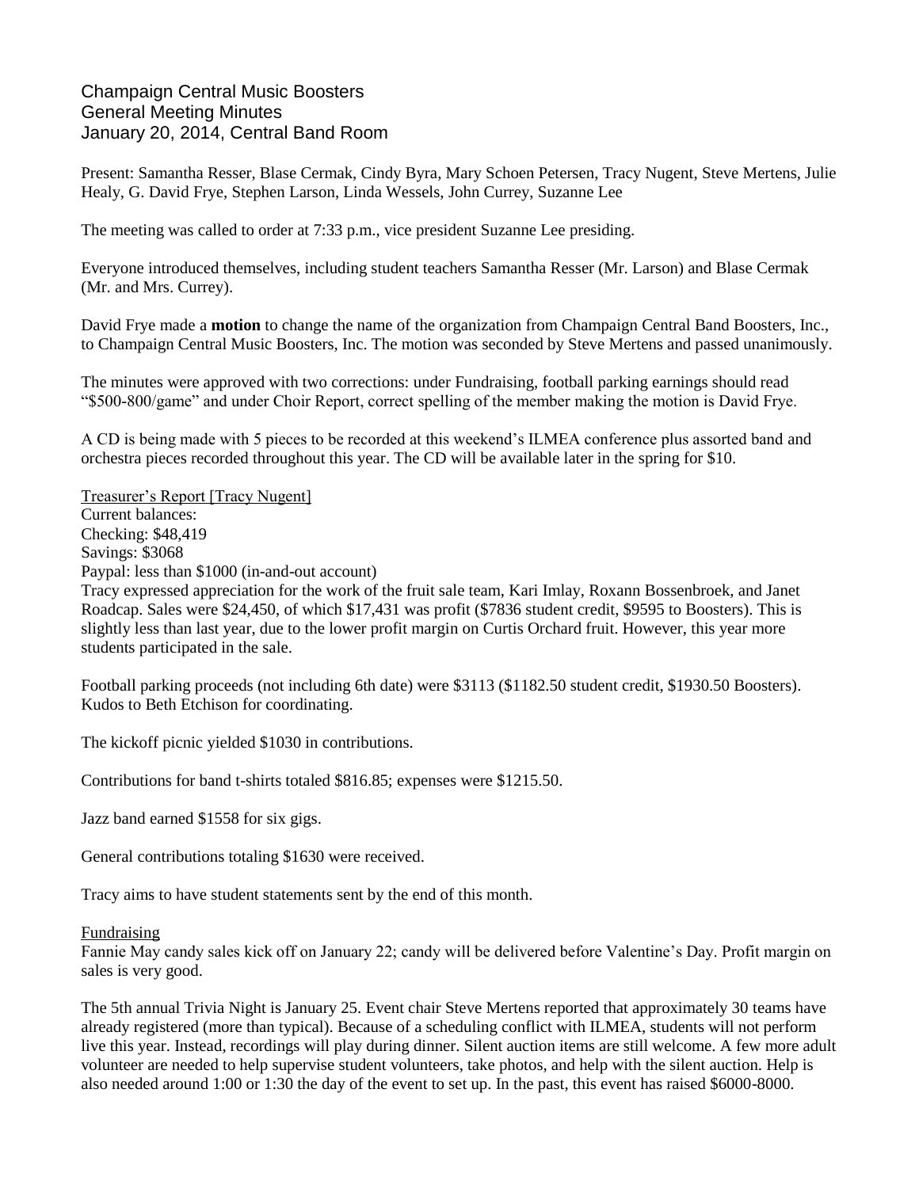Champaign Central Music Boosters
General Meeting Minutes
January 20, 2014, Central Band Room

Present: Samantha Resser, Blase Cermak, Cindy Byra, Mary Schoen Petersen, Tracy Nugent, Steve Mertens, Julie Healy, G. David Frye, Stephen Larson, Linda Wessels, John Currey, Suzanne Lee

The meeting was called to order at 7:33 p.m., vice president Suzanne Lee presiding.

Everyone introduced themselves, including student teachers Samantha Resser (Mr. Larson) and Blase Cermak (Mr. and Mrs. Currey).

David Frye made a **motion** to change the name of the organization from Champaign Central Band Boosters, Inc., to Champaign Central Music Boosters, Inc. The motion was seconded by Steve Mertens and passed unanimously.

The minutes were approved with two corrections: under Fundraising, football parking earnings should read "$500-800/game" and under Choir Report, correct spelling of the member making the motion is David Frye.

A CD is being made with 5 pieces to be recorded at this weekend's ILMEA conference plus assorted band and orchestra pieces recorded throughout this year. The CD will be available later in the spring for $10.

<u>Treasurer's Report [Tracy Nugent]</u>
Current balances:
Checking: $48,419
Savings: $3068
Paypal: less than $1000 (in-and-out account)
Tracy expressed appreciation for the work of the fruit sale team, Kari Imlay, Roxann Bossenbroek, and Janet Roadcap. Sales were $24,450, of which $17,431 was profit ($7836 student credit, $9595 to Boosters). This is slightly less than last year, due to the lower profit margin on Curtis Orchard fruit. However, this year more students participated in the sale.

Football parking proceeds (not including 6th date) were $3113 ($1182.50 student credit, $1930.50 Boosters). Kudos to Beth Etchison for coordinating.

The kickoff picnic yielded $1030 in contributions.

Contributions for band t-shirts totaled $816.85; expenses were $1215.50.

Jazz band earned $1558 for six gigs.

General contributions totaling $1630 were received.

Tracy aims to have student statements sent by the end of this month.

<u>Fundraising</u>
Fannie May candy sales kick off on January 22; candy will be delivered before Valentine's Day. Profit margin on sales is very good.

The 5th annual Trivia Night is January 25. Event chair Steve Mertens reported that approximately 30 teams have already registered (more than typical). Because of a scheduling conflict with ILMEA, students will not perform live this year. Instead, recordings will play during dinner. Silent auction items are still welcome. A few more adult volunteer are needed to help supervise student volunteers, take photos, and help with the silent auction. Help is also needed around 1:00 or 1:30 the day of the event to set up. In the past, this event has raised $6000-8000.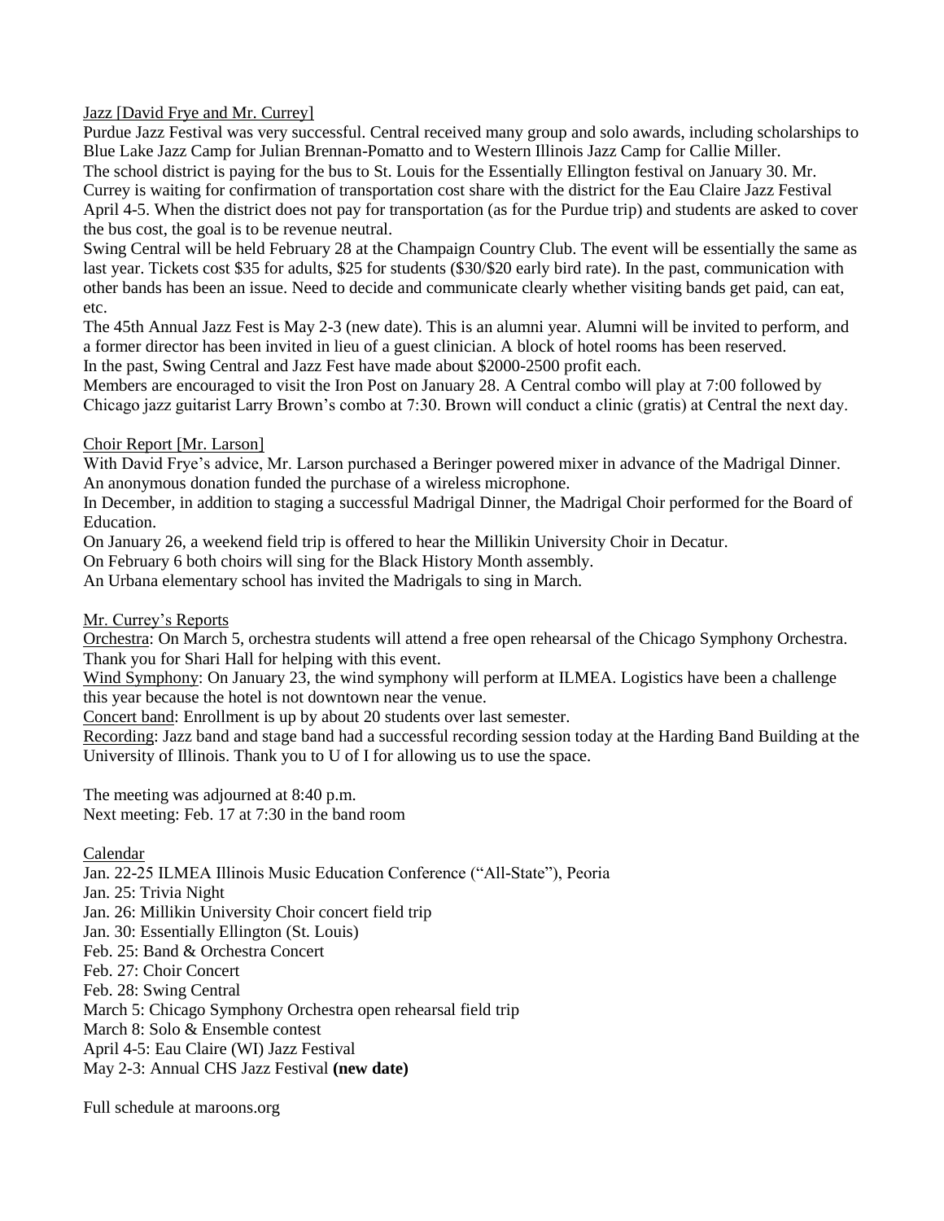Jazz [David Frye and Mr. Currey]

Purdue Jazz Festival was very successful. Central received many group and solo awards, including scholarships to Blue Lake Jazz Camp for Julian Brennan-Pomatto and to Western Illinois Jazz Camp for Callie Miller.

The school district is paying for the bus to St. Louis for the Essentially Ellington festival on January 30. Mr. Currey is waiting for confirmation of transportation cost share with the district for the Eau Claire Jazz Festival April 4-5. When the district does not pay for transportation (as for the Purdue trip) and students are asked to cover the bus cost, the goal is to be revenue neutral.

Swing Central will be held February 28 at the Champaign Country Club. The event will be essentially the same as last year. Tickets cost $35 for adults, $25 for students ($30/$20 early bird rate). In the past, communication with other bands has been an issue. Need to decide and communicate clearly whether visiting bands get paid, can eat, etc.

The 45th Annual Jazz Fest is May 2-3 (new date). This is an alumni year. Alumni will be invited to perform, and a former director has been invited in lieu of a guest clinician. A block of hotel rooms has been reserved.

In the past, Swing Central and Jazz Fest have made about $2000-2500 profit each.

Members are encouraged to visit the Iron Post on January 28. A Central combo will play at 7:00 followed by Chicago jazz guitarist Larry Brown's combo at 7:30. Brown will conduct a clinic (gratis) at Central the next day.

Choir Report [Mr. Larson]

With David Frye's advice, Mr. Larson purchased a Beringer powered mixer in advance of the Madrigal Dinner. An anonymous donation funded the purchase of a wireless microphone.

In December, in addition to staging a successful Madrigal Dinner, the Madrigal Choir performed for the Board of Education.

On January 26, a weekend field trip is offered to hear the Millikin University Choir in Decatur.

On February 6 both choirs will sing for the Black History Month assembly.

An Urbana elementary school has invited the Madrigals to sing in March.

Mr. Currey's Reports

Orchestra: On March 5, orchestra students will attend a free open rehearsal of the Chicago Symphony Orchestra. Thank you for Shari Hall for helping with this event.

Wind Symphony: On January 23, the wind symphony will perform at ILMEA. Logistics have been a challenge this year because the hotel is not downtown near the venue.

Concert band: Enrollment is up by about 20 students over last semester.

Recording: Jazz band and stage band had a successful recording session today at the Harding Band Building at the University of Illinois. Thank you to U of I for allowing us to use the space.

The meeting was adjourned at 8:40 p.m.
Next meeting: Feb. 17 at 7:30 in the band room

Calendar

Jan. 22-25 ILMEA Illinois Music Education Conference ("All-State"), Peoria
Jan. 25: Trivia Night
Jan. 26: Millikin University Choir concert field trip
Jan. 30: Essentially Ellington (St. Louis)
Feb. 25: Band & Orchestra Concert
Feb. 27: Choir Concert
Feb. 28: Swing Central
March 5: Chicago Symphony Orchestra open rehearsal field trip
March 8: Solo & Ensemble contest
April 4-5: Eau Claire (WI) Jazz Festival
May 2-3: Annual CHS Jazz Festival **(new date)**

Full schedule at maroons.org